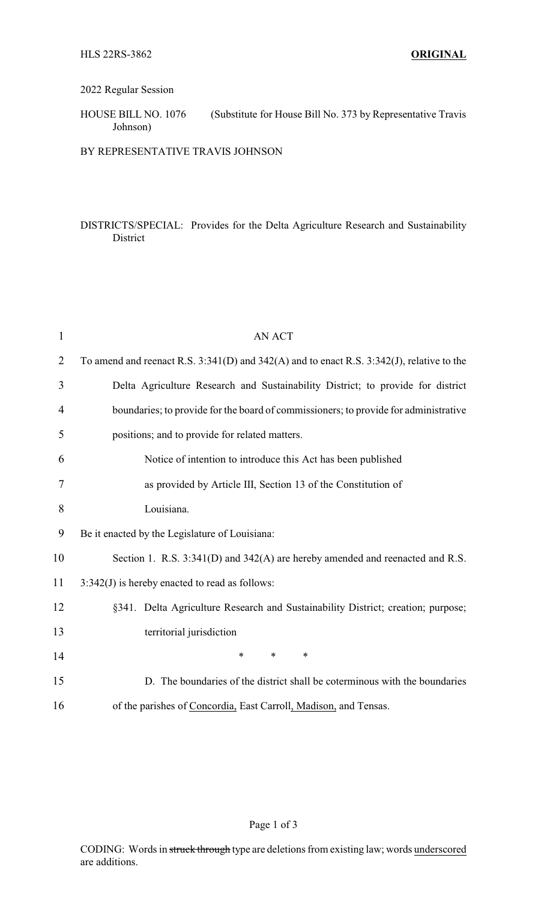HLS 22RS-3862 **ORIGINAL**

2022 Regular Session

HOUSE BILL NO. 1076 (Substitute for House Bill No. 373 by Representative Travis Johnson)

BY REPRESENTATIVE TRAVIS JOHNSON

DISTRICTS/SPECIAL: Provides for the Delta Agriculture Research and Sustainability District

AN ACT

To amend and reenact R.S. 3:341(D) and 342(A) and to enact R.S. 3:342(J), relative to the Delta Agriculture Research and Sustainability District; to provide for district boundaries; to provide for the board of commissioners; to provide for administrative positions; and to provide for related matters.

Notice of intention to introduce this Act has been published as provided by Article III, Section 13 of the Constitution of Louisiana.

Be it enacted by the Legislature of Louisiana:

Section 1. R.S. 3:341(D) and 342(A) are hereby amended and reenacted and R.S. 3:342(J) is hereby enacted to read as follows:

§341. Delta Agriculture Research and Sustainability District; creation; purpose; territorial jurisdiction

\* \* \*

D. The boundaries of the district shall be coterminous with the boundaries of the parishes of <u>Concordia,</u> East Carroll<u>, Madison,</u> and Tensas.

CODING: Words in ~~struck through~~ type are deletions from existing law; words <u>underscored</u> are additions.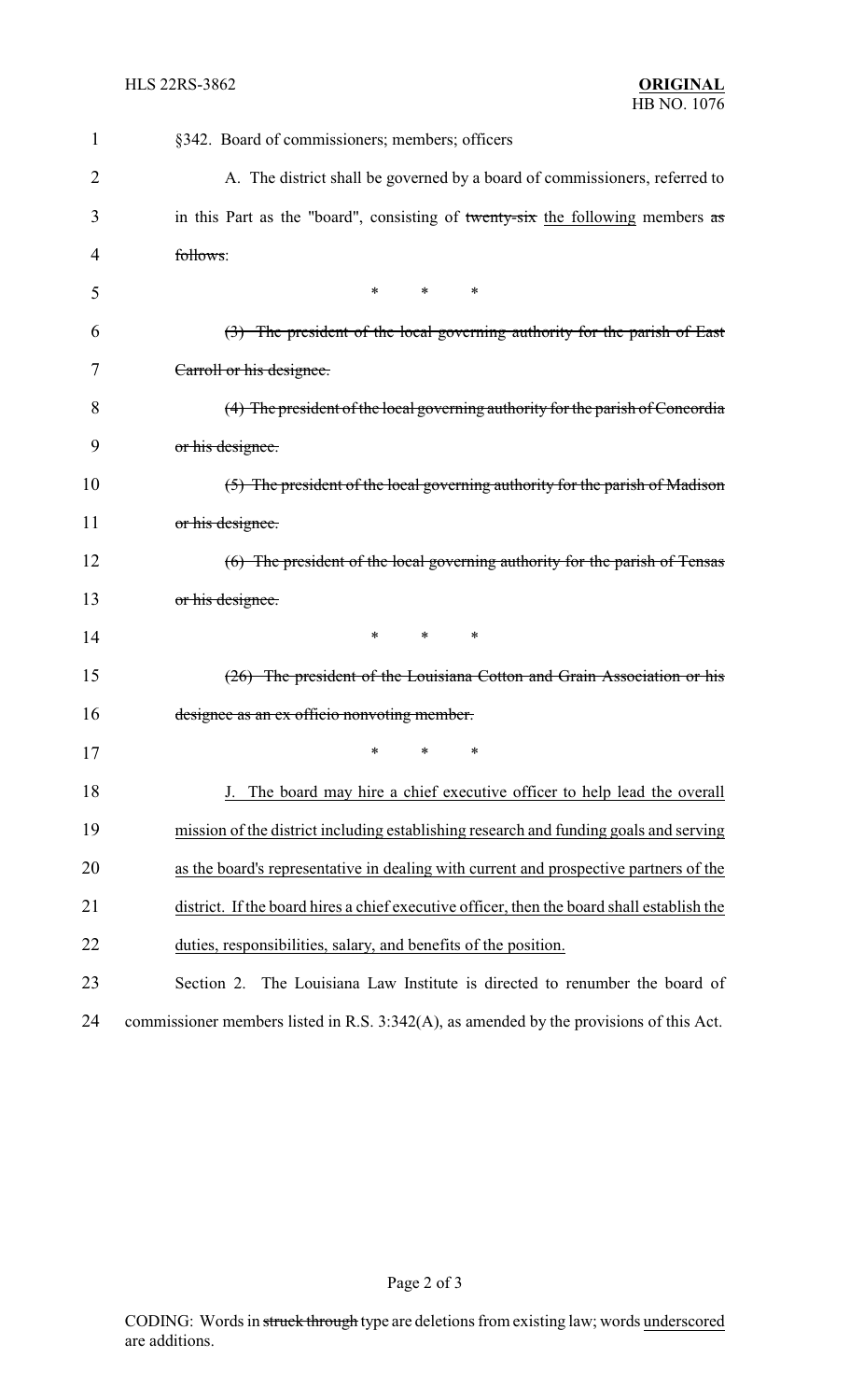§342. Board of commissioners; members; officers

A. The district shall be governed by a board of commissioners, referred to in this Part as the "board", consisting of ~~twenty-six~~ <u>the following</u> members ~~as follows~~:

\* \* \*

~~(3) The president of the local governing authority for the parish of East Carroll or his designee.~~

~~(4) The president of the local governing authority for the parish of Concordia or his designee.~~

~~(5) The president of the local governing authority for the parish of Madison or his designee.~~

~~(6) The president of the local governing authority for the parish of Tensas or his designee.~~

\* \* \*

~~(26) The president of the Louisiana Cotton and Grain Association or his designee as an ex officio nonvoting member.~~

\* \* \*

<u>J. The board may hire a chief executive officer to help lead the overall mission of the district including establishing research and funding goals and serving as the board's representative in dealing with current and prospective partners of the district. If the board hires a chief executive officer, then the board shall establish the duties, responsibilities, salary, and benefits of the position.</u>

Section 2. The Louisiana Law Institute is directed to renumber the board of commissioner members listed in R.S. 3:342(A), as amended by the provisions of this Act.

CODING: Words in ~~struck through~~ type are deletions from existing law; words <u>underscored</u> are additions.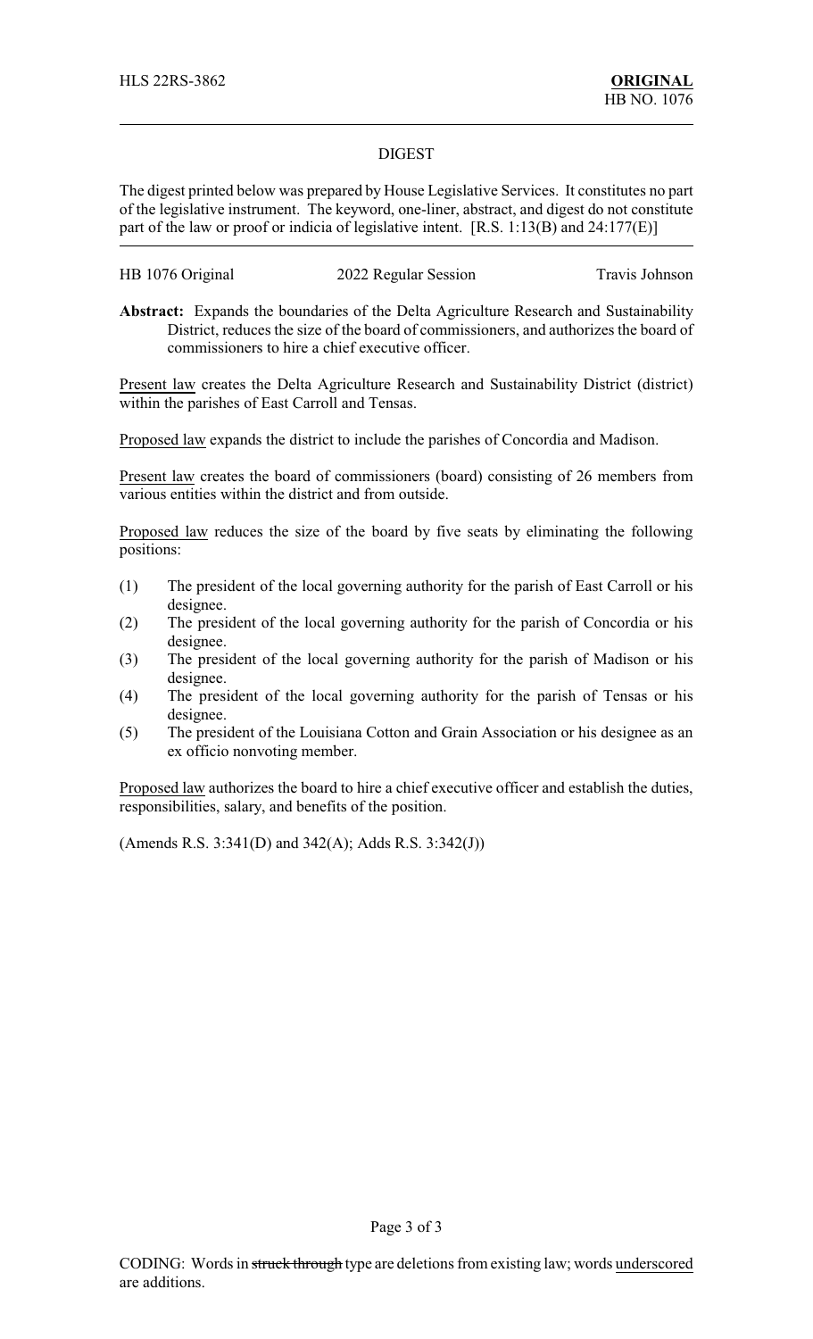# DIGEST

The digest printed below was prepared by House Legislative Services. It constitutes no part of the legislative instrument. The keyword, one-liner, abstract, and digest do not constitute part of the law or proof or indicia of legislative intent. [R.S. 1:13(B) and 24:177(E)]

HB 1076 Original 2022 Regular Session Travis Johnson

**Abstract:** Expands the boundaries of the Delta Agriculture Research and Sustainability District, reduces the size of the board of commissioners, and authorizes the board of commissioners to hire a chief executive officer.

Present law creates the Delta Agriculture Research and Sustainability District (district) within the parishes of East Carroll and Tensas.

Proposed law expands the district to include the parishes of Concordia and Madison.

Present law creates the board of commissioners (board) consisting of 26 members from various entities within the district and from outside.

Proposed law reduces the size of the board by five seats by eliminating the following positions:

(1) The president of the local governing authority for the parish of East Carroll or his designee.

(2) The president of the local governing authority for the parish of Concordia or his designee.

(3) The president of the local governing authority for the parish of Madison or his designee.

(4) The president of the local governing authority for the parish of Tensas or his designee.

(5) The president of the Louisiana Cotton and Grain Association or his designee as an ex officio nonvoting member.

Proposed law authorizes the board to hire a chief executive officer and establish the duties, responsibilities, salary, and benefits of the position.

(Amends R.S. 3:341(D) and 342(A); Adds R.S. 3:342(J))